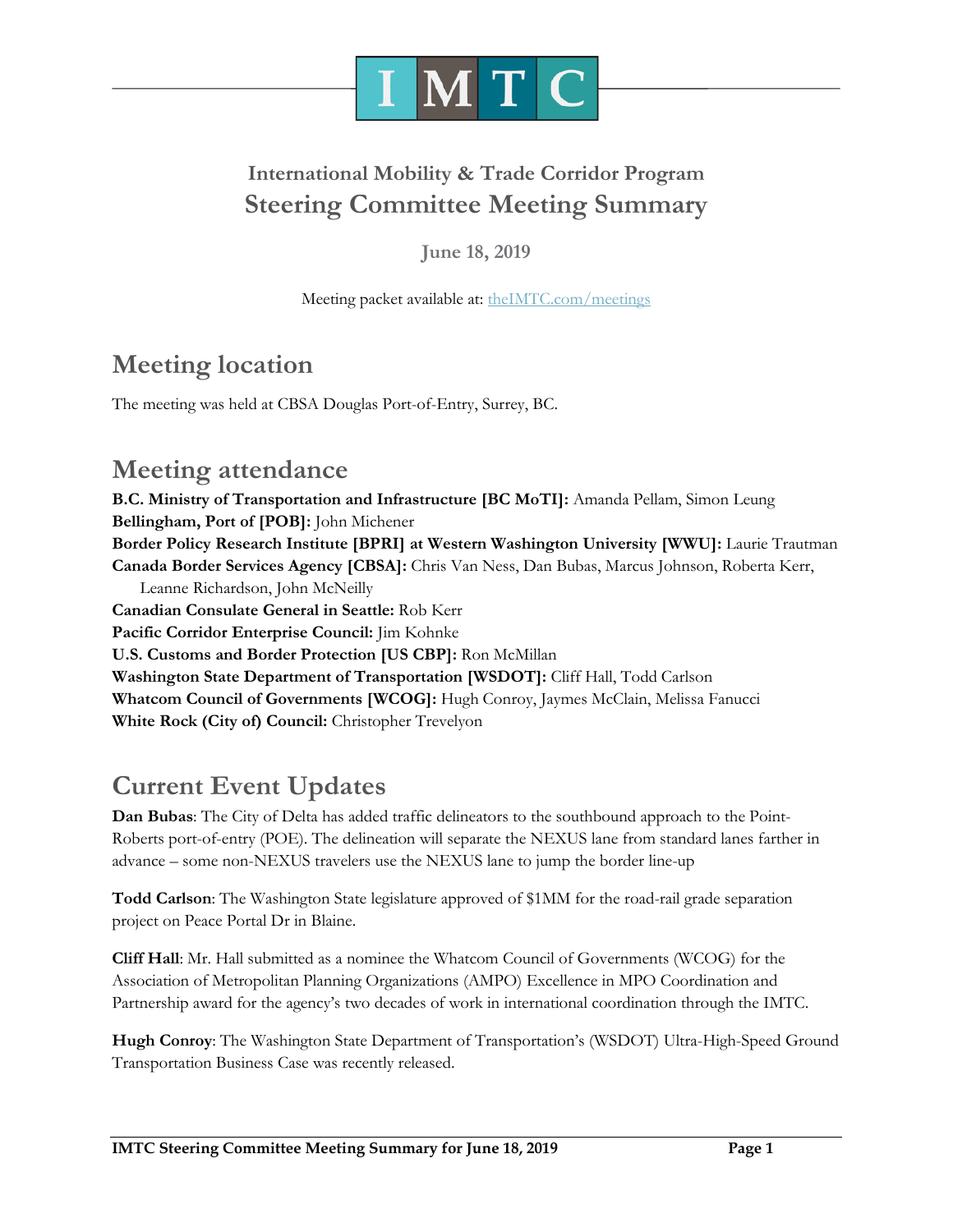IMTC

### International Mobility & Trade Corridor Program

# Steering Committee Meeting Summary

**June 18, 2019**

Meeting packet available at: theIMTC.com/meetings

## Meeting location

The meeting was held at CBSA Douglas Port-of-Entry, Surrey, BC.

## Meeting attendance

**B.C. Ministry of Transportation and Infrastructure [BC MoTI]:** Amanda Pellam, Simon Leung
**Bellingham, Port of [POB]:** John Michener
**Border Policy Research Institute [BPRI] at Western Washington University [WWU]:** Laurie Trautman
**Canada Border Services Agency [CBSA]:** Chris Van Ness, Dan Bubas, Marcus Johnson, Roberta Kerr, Leanne Richardson, John McNeilly
**Canadian Consulate General in Seattle:** Rob Kerr
**Pacific Corridor Enterprise Council:** Jim Kohnke
**U.S. Customs and Border Protection [US CBP]:** Ron McMillan
**Washington State Department of Transportation [WSDOT]:** Cliff Hall, Todd Carlson
**Whatcom Council of Governments [WCOG]:** Hugh Conroy, Jaymes McClain, Melissa Fanucci
**White Rock (City of) Council:** Christopher Trevelyon

## Current Event Updates

**Dan Bubas**: The City of Delta has added traffic delineators to the southbound approach to the Point-Roberts port-of-entry (POE). The delineation will separate the NEXUS lane from standard lanes farther in advance – some non-NEXUS travelers use the NEXUS lane to jump the border line-up

**Todd Carlson**: The Washington State legislature approved of $1MM for the road-rail grade separation project on Peace Portal Dr in Blaine.

**Cliff Hall**: Mr. Hall submitted as a nominee the Whatcom Council of Governments (WCOG) for the Association of Metropolitan Planning Organizations (AMPO) Excellence in MPO Coordination and Partnership award for the agency's two decades of work in international coordination through the IMTC.

**Hugh Conroy**: The Washington State Department of Transportation's (WSDOT) Ultra-High-Speed Ground Transportation Business Case was recently released.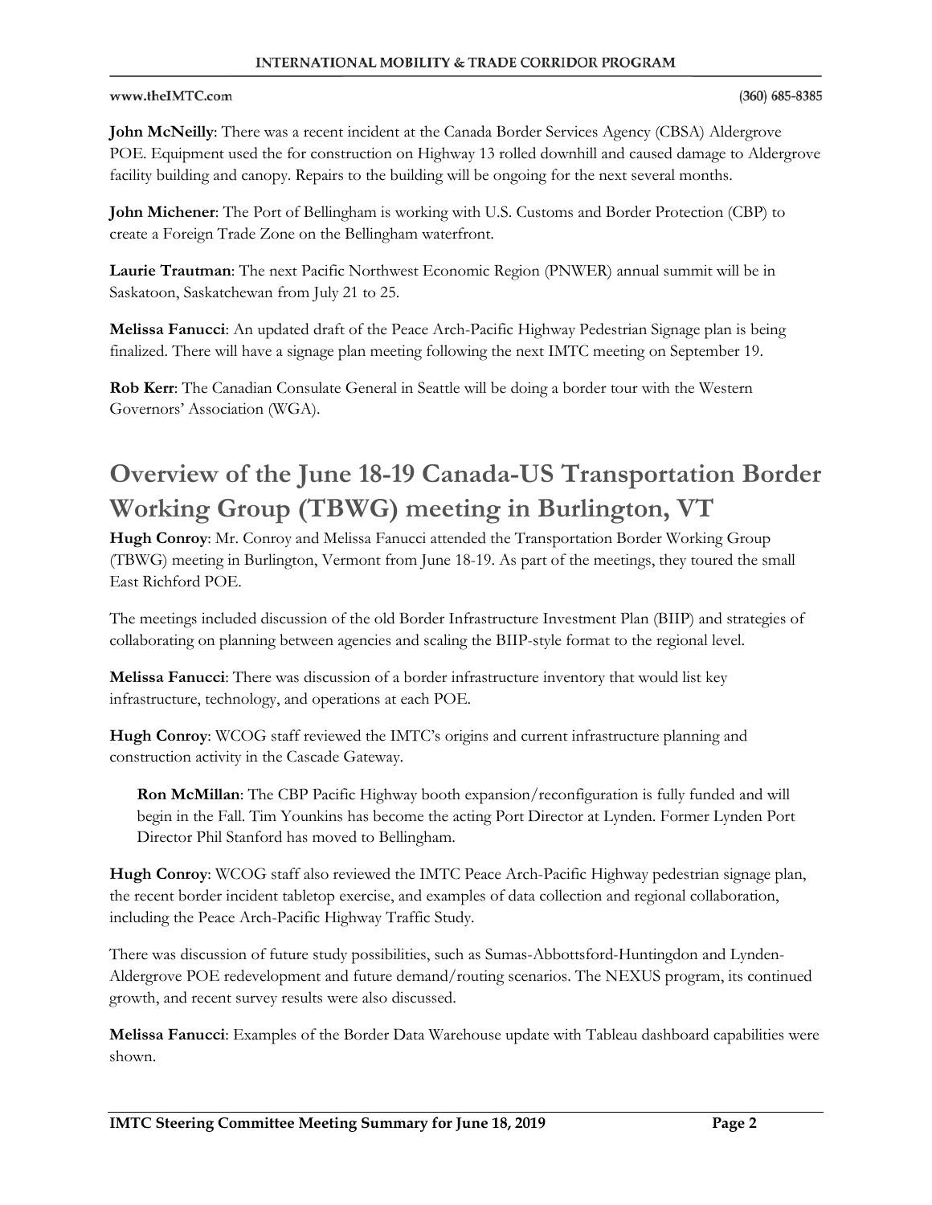**John McNeilly**: There was a recent incident at the Canada Border Services Agency (CBSA) Aldergrove POE. Equipment used the for construction on Highway 13 rolled downhill and caused damage to Aldergrove facility building and canopy. Repairs to the building will be ongoing for the next several months.

**John Michener**: The Port of Bellingham is working with U.S. Customs and Border Protection (CBP) to create a Foreign Trade Zone on the Bellingham waterfront.

**Laurie Trautman**: The next Pacific Northwest Economic Region (PNWER) annual summit will be in Saskatoon, Saskatchewan from July 21 to 25.

**Melissa Fanucci**: An updated draft of the Peace Arch-Pacific Highway Pedestrian Signage plan is being finalized. There will have a signage plan meeting following the next IMTC meeting on September 19.

**Rob Kerr**: The Canadian Consulate General in Seattle will be doing a border tour with the Western Governors' Association (WGA).

# Overview of the June 18-19 Canada-US Transportation Border Working Group (TBWG) meeting in Burlington, VT

**Hugh Conroy**: Mr. Conroy and Melissa Fanucci attended the Transportation Border Working Group (TBWG) meeting in Burlington, Vermont from June 18-19. As part of the meetings, they toured the small East Richford POE.

The meetings included discussion of the old Border Infrastructure Investment Plan (BIIP) and strategies of collaborating on planning between agencies and scaling the BIIP-style format to the regional level.

**Melissa Fanucci**: There was discussion of a border infrastructure inventory that would list key infrastructure, technology, and operations at each POE.

**Hugh Conroy**: WCOG staff reviewed the IMTC's origins and current infrastructure planning and construction activity in the Cascade Gateway.

> **Ron McMillan**: The CBP Pacific Highway booth expansion/reconfiguration is fully funded and will begin in the Fall. Tim Younkins has become the acting Port Director at Lynden. Former Lynden Port Director Phil Stanford has moved to Bellingham.

**Hugh Conroy**: WCOG staff also reviewed the IMTC Peace Arch-Pacific Highway pedestrian signage plan, the recent border incident tabletop exercise, and examples of data collection and regional collaboration, including the Peace Arch-Pacific Highway Traffic Study.

There was discussion of future study possibilities, such as Sumas-Abbottsford-Huntingdon and Lynden-Aldergrove POE redevelopment and future demand/routing scenarios. The NEXUS program, its continued growth, and recent survey results were also discussed.

**Melissa Fanucci**: Examples of the Border Data Warehouse update with Tableau dashboard capabilities were shown.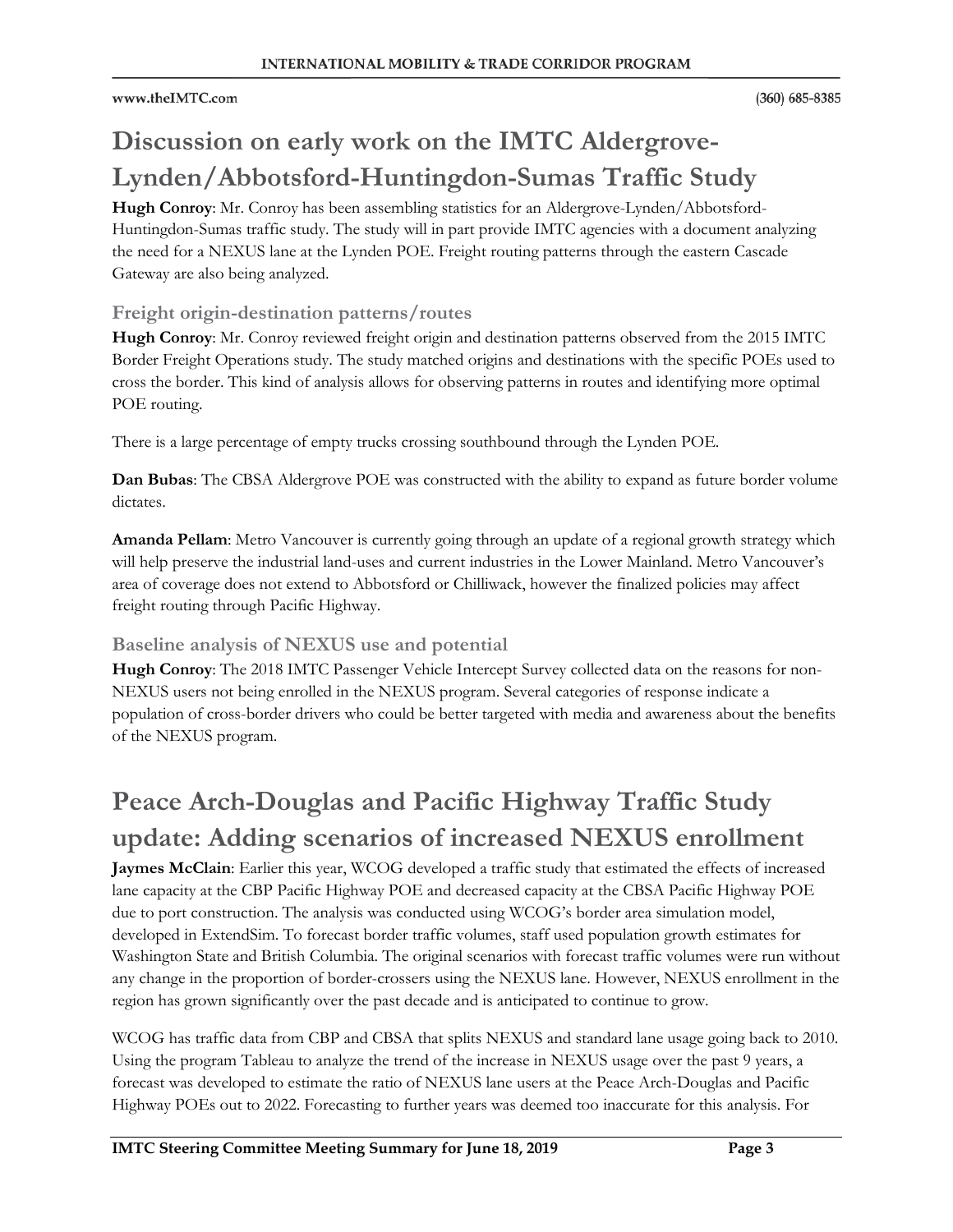# Discussion on early work on the IMTC Aldergrove-Lynden/Abbotsford-Huntingdon-Sumas Traffic Study

**Hugh Conroy**: Mr. Conroy has been assembling statistics for an Aldergrove-Lynden/Abbotsford-Huntingdon-Sumas traffic study. The study will in part provide IMTC agencies with a document analyzing the need for a NEXUS lane at the Lynden POE. Freight routing patterns through the eastern Cascade Gateway are also being analyzed.

## Freight origin-destination patterns/routes

**Hugh Conroy**: Mr. Conroy reviewed freight origin and destination patterns observed from the 2015 IMTC Border Freight Operations study. The study matched origins and destinations with the specific POEs used to cross the border. This kind of analysis allows for observing patterns in routes and identifying more optimal POE routing.

There is a large percentage of empty trucks crossing southbound through the Lynden POE.

**Dan Bubas**: The CBSA Aldergrove POE was constructed with the ability to expand as future border volume dictates.

**Amanda Pellam**: Metro Vancouver is currently going through an update of a regional growth strategy which will help preserve the industrial land-uses and current industries in the Lower Mainland. Metro Vancouver's area of coverage does not extend to Abbotsford or Chilliwack, however the finalized policies may affect freight routing through Pacific Highway.

## Baseline analysis of NEXUS use and potential

**Hugh Conroy**: The 2018 IMTC Passenger Vehicle Intercept Survey collected data on the reasons for non-NEXUS users not being enrolled in the NEXUS program. Several categories of response indicate a population of cross-border drivers who could be better targeted with media and awareness about the benefits of the NEXUS program.

# Peace Arch-Douglas and Pacific Highway Traffic Study update: Adding scenarios of increased NEXUS enrollment

**Jaymes McClain**: Earlier this year, WCOG developed a traffic study that estimated the effects of increased lane capacity at the CBP Pacific Highway POE and decreased capacity at the CBSA Pacific Highway POE due to port construction. The analysis was conducted using WCOG's border area simulation model, developed in ExtendSim. To forecast border traffic volumes, staff used population growth estimates for Washington State and British Columbia. The original scenarios with forecast traffic volumes were run without any change in the proportion of border-crossers using the NEXUS lane. However, NEXUS enrollment in the region has grown significantly over the past decade and is anticipated to continue to grow.

WCOG has traffic data from CBP and CBSA that splits NEXUS and standard lane usage going back to 2010. Using the program Tableau to analyze the trend of the increase in NEXUS usage over the past 9 years, a forecast was developed to estimate the ratio of NEXUS lane users at the Peace Arch-Douglas and Pacific Highway POEs out to 2022. Forecasting to further years was deemed too inaccurate for this analysis. For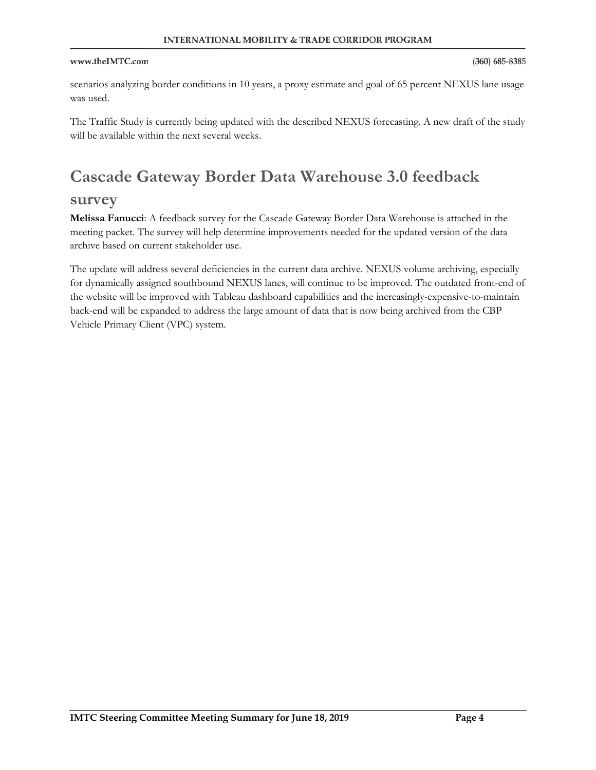scenarios analyzing border conditions in 10 years, a proxy estimate and goal of 65 percent NEXUS lane usage was used.

The Traffic Study is currently being updated with the described NEXUS forecasting. A new draft of the study will be available within the next several weeks.

# Cascade Gateway Border Data Warehouse 3.0 feedback survey

**Melissa Fanucci**: A feedback survey for the Cascade Gateway Border Data Warehouse is attached in the meeting packet. The survey will help determine improvements needed for the updated version of the data archive based on current stakeholder use.

The update will address several deficiencies in the current data archive. NEXUS volume archiving, especially for dynamically assigned southbound NEXUS lanes, will continue to be improved. The outdated front-end of the website will be improved with Tableau dashboard capabilities and the increasingly-expensive-to-maintain back-end will be expanded to address the large amount of data that is now being archived from the CBP Vehicle Primary Client (VPC) system.